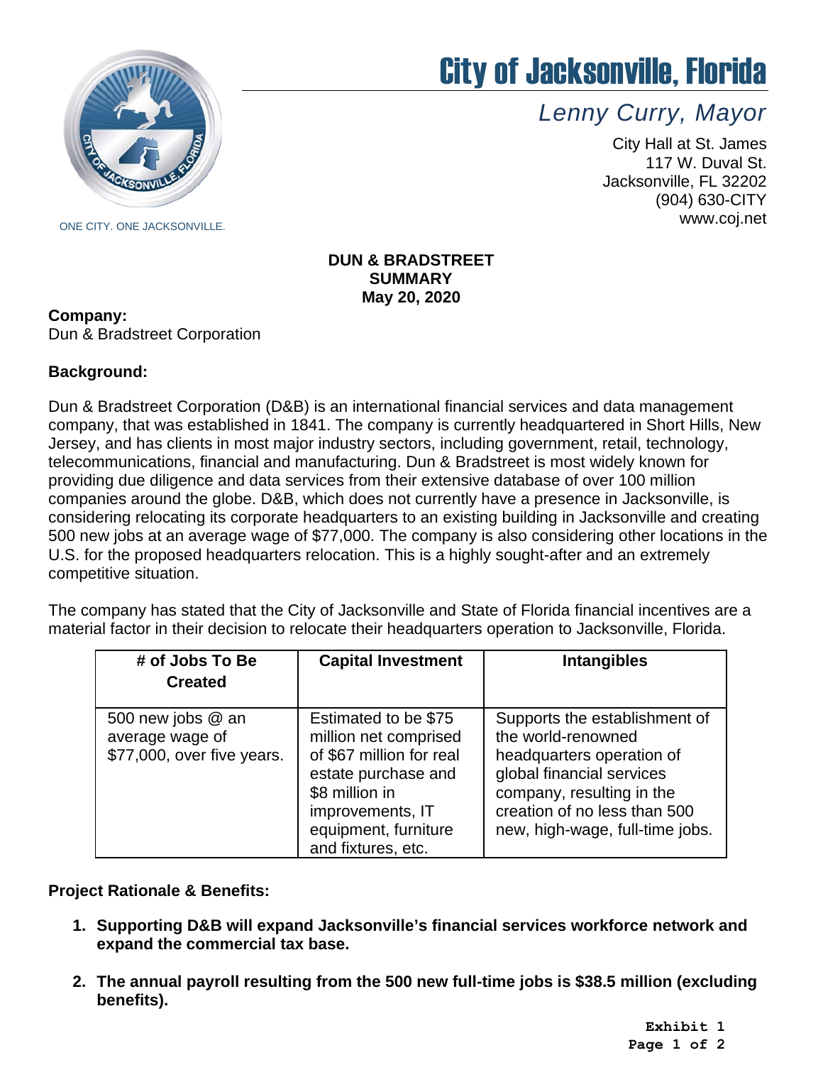# City of Jacksonville, Florida

*Lenny Curry, Mayor*

City Hall at St. James
117 W. Duval St.
Jacksonville, FL 32202
(904) 630-CITY
www.coj.net

ONE CITY. ONE JACKSONVILLE.

**DUN & BRADSTREET SUMMARY**
**May 20, 2020**

**Company:**
Dun & Bradstreet Corporation

**Background:**

Dun & Bradstreet Corporation (D&B) is an international financial services and data management company, that was established in 1841. The company is currently headquartered in Short Hills, New Jersey, and has clients in most major industry sectors, including government, retail, technology, telecommunications, financial and manufacturing. Dun & Bradstreet is most widely known for providing due diligence and data services from their extensive database of over 100 million companies around the globe. D&B, which does not currently have a presence in Jacksonville, is considering relocating its corporate headquarters to an existing building in Jacksonville and creating 500 new jobs at an average wage of $77,000. The company is also considering other locations in the U.S. for the proposed headquarters relocation. This is a highly sought-after and an extremely competitive situation.

The company has stated that the City of Jacksonville and State of Florida financial incentives are a material factor in their decision to relocate their headquarters operation to Jacksonville, Florida.

| # of Jobs To Be Created | Capital Investment | Intangibles |
|---|---|---|
| 500 new jobs @ an average wage of $77,000, over five years. | Estimated to be $75 million net comprised of $67 million for real estate purchase and $8 million in improvements, IT equipment, furniture and fixtures, etc. | Supports the establishment of the world-renowned headquarters operation of global financial services company, resulting in the creation of no less than 500 new, high-wage, full-time jobs. |

**Project Rationale & Benefits:**

1. **Supporting D&B will expand Jacksonville's financial services workforce network and expand the commercial tax base.**

2. **The annual payroll resulting from the 500 new full-time jobs is $38.5 million (excluding benefits).**

**Exhibit 1**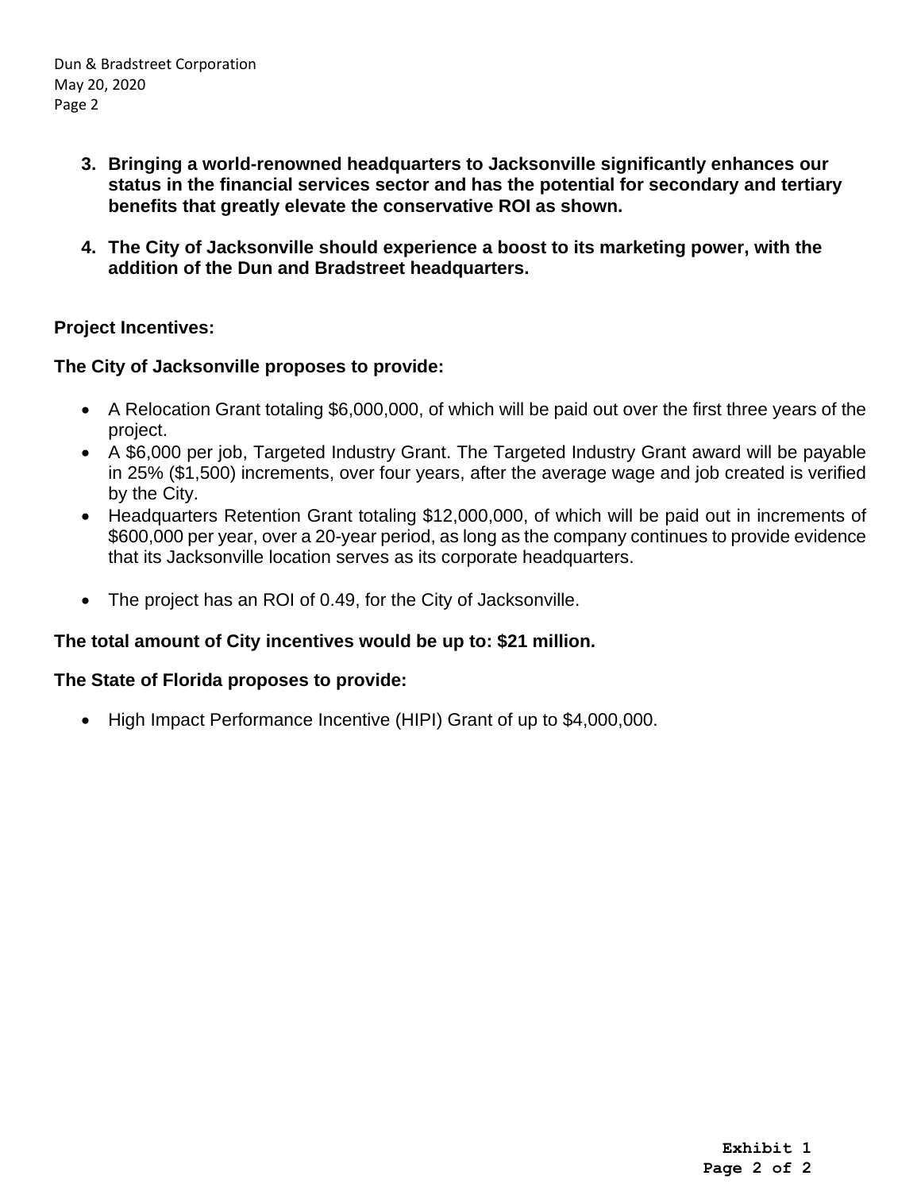3. **Bringing a world-renowned headquarters to Jacksonville significantly enhances our status in the financial services sector and has the potential for secondary and tertiary benefits that greatly elevate the conservative ROI as shown.**

4. **The City of Jacksonville should experience a boost to its marketing power, with the addition of the Dun and Bradstreet headquarters.**

**Project Incentives:**

**The City of Jacksonville proposes to provide:**

- A Relocation Grant totaling $6,000,000, of which will be paid out over the first three years of the project.
- A $6,000 per job, Targeted Industry Grant. The Targeted Industry Grant award will be payable in 25% ($1,500) increments, over four years, after the average wage and job created is verified by the City.
- Headquarters Retention Grant totaling $12,000,000, of which will be paid out in increments of $600,000 per year, over a 20-year period, as long as the company continues to provide evidence that its Jacksonville location serves as its corporate headquarters.

- The project has an ROI of 0.49, for the City of Jacksonville.

**The total amount of City incentives would be up to: $21 million.**

**The State of Florida proposes to provide:**

- High Impact Performance Incentive (HIPI) Grant of up to $4,000,000.

**Exhibit 1**